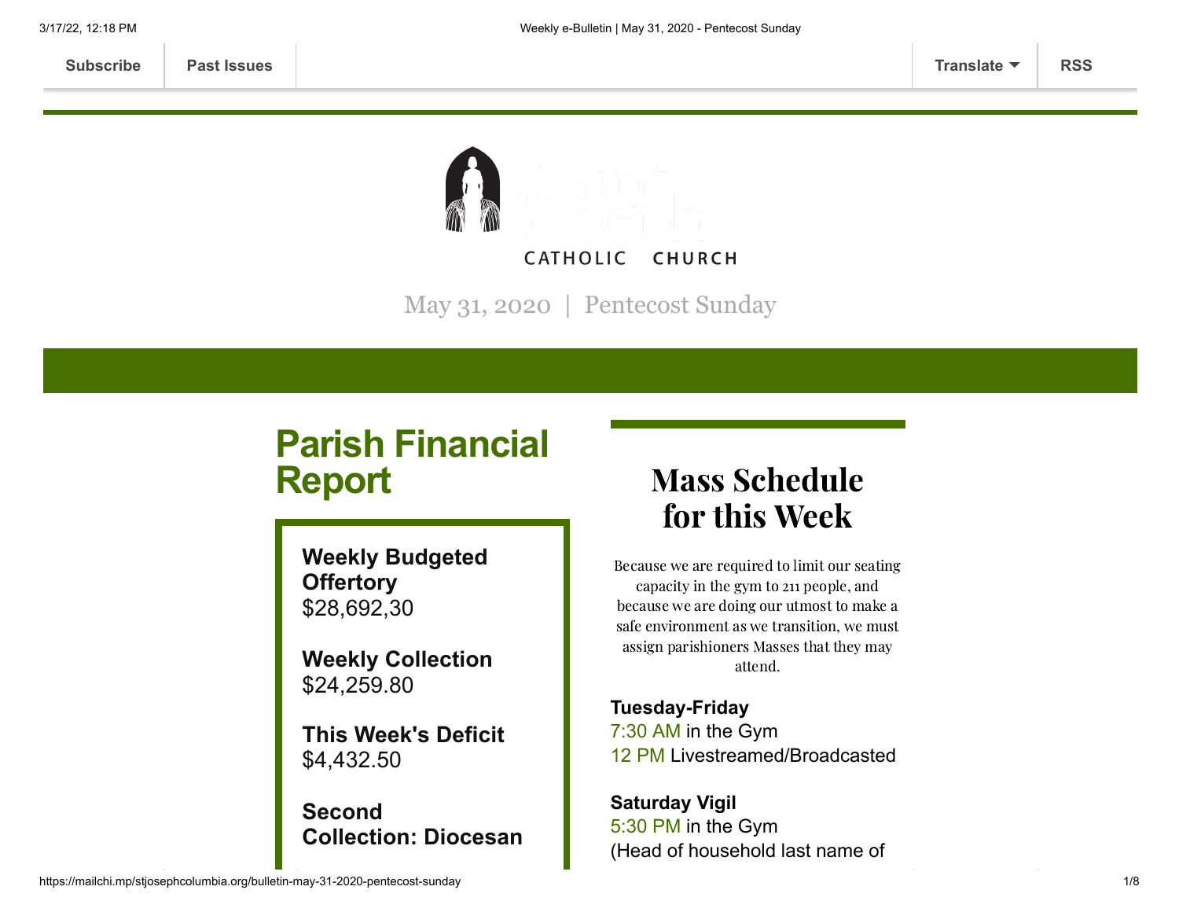Subscribe | Past Issues | Translate | RSS

CATHOLIC CHURCH

May 31, 2020 | Pentecost Sunday

## Parish Financial Report

**Weekly Budgeted Offertory**
$28,692,30

**Weekly Collection**
$24,259.80

**This Week's Deficit**
$4,432.50

**Second Collection: Diocesan**

## Mass Schedule for this Week

Because we are required to limit our seating capacity in the gym to 211 people, and because we are doing our utmost to make a safe environment as we transition, we must assign parishioners Masses that they may attend.

**Tuesday-Friday**
7:30 AM in the Gym
12 PM Livestreamed/Broadcasted

**Saturday Vigil**
5:30 PM in the Gym
(Head of household last name of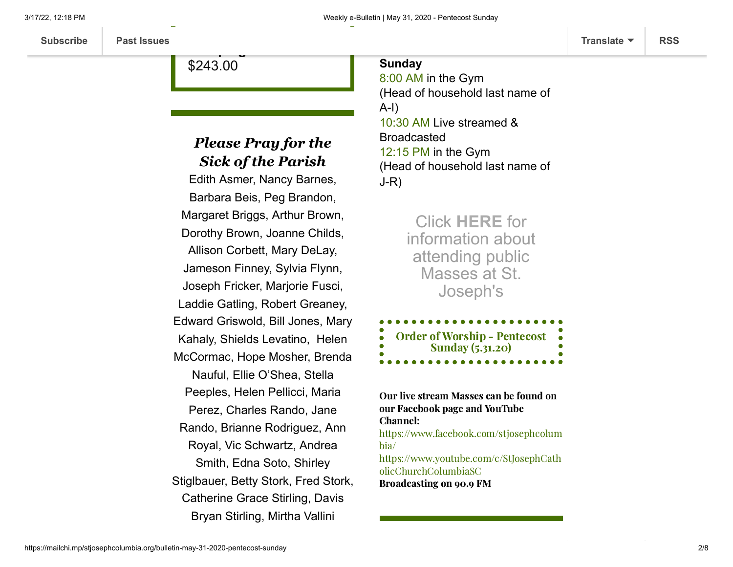$243.00

## *Please Pray for the Sick of the Parish*

Edith Asmer, Nancy Barnes, Barbara Beis, Peg Brandon, Margaret Briggs, Arthur Brown, Dorothy Brown, Joanne Childs, Allison Corbett, Mary DeLay, Jameson Finney, Sylvia Flynn, Joseph Fricker, Marjorie Fusci, Laddie Gatling, Robert Greaney, Edward Griswold, Bill Jones, Mary Kahaly, Shields Levatino, Helen McCormac, Hope Mosher, Brenda Nauful, Ellie O'Shea, Stella Peeples, Helen Pellicci, Maria Perez, Charles Rando, Jane Rando, Brianne Rodriguez, Ann Royal, Vic Schwartz, Andrea Smith, Edna Soto, Shirley Stiglbauer, Betty Stork, Fred Stork, Catherine Grace Stirling, Davis Bryan Stirling, Mirtha Vallini

**Sunday**
8:00 AM in the Gym
(Head of household last name of A-I)
10:30 AM Live streamed & Broadcasted
12:15 PM in the Gym
(Head of household last name of J-R)

Click **HERE** for information about attending public Masses at St. Joseph's

**Order of Worship - Pentecost Sunday (5.31.20)**

**Our live stream Masses can be found on our Facebook page and YouTube Channel:**
https://www.facebook.com/stjosephcolumbia/
https://www.youtube.com/c/StJosephCatholicChurchColumbiaSC
**Broadcasting on 90.9 FM**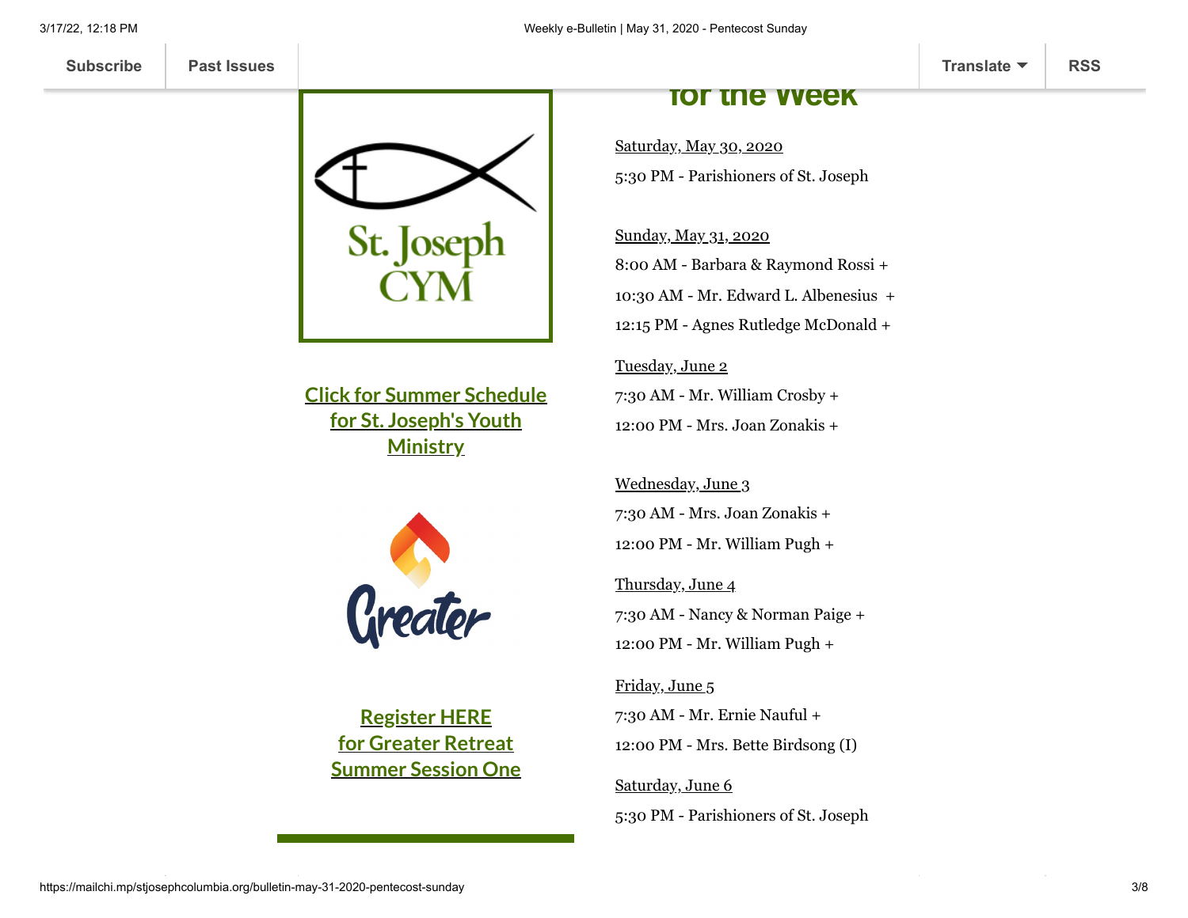Subscribe | Past Issues | Translate | RSS

## for the Week

St. Joseph CYM

[Click for Summer Schedule for St. Joseph's Youth Ministry]

Greater

[Register HERE for Greater Retreat Summer Session One]

Saturday, May 30, 2020

5:30 PM - Parishioners of St. Joseph

Sunday, May 31, 2020

8:00 AM - Barbara & Raymond Rossi +

10:30 AM - Mr. Edward L. Albenesius +

12:15 PM - Agnes Rutledge McDonald +

Tuesday, June 2

7:30 AM - Mr. William Crosby +

12:00 PM - Mrs. Joan Zonakis +

Wednesday, June 3

7:30 AM - Mrs. Joan Zonakis +

12:00 PM - Mr. William Pugh +

Thursday, June 4

7:30 AM - Nancy & Norman Paige +

12:00 PM - Mr. William Pugh +

Friday, June 5

7:30 AM - Mr. Ernie Nauful +

12:00 PM - Mrs. Bette Birdsong (I)

Saturday, June 6

5:30 PM - Parishioners of St. Joseph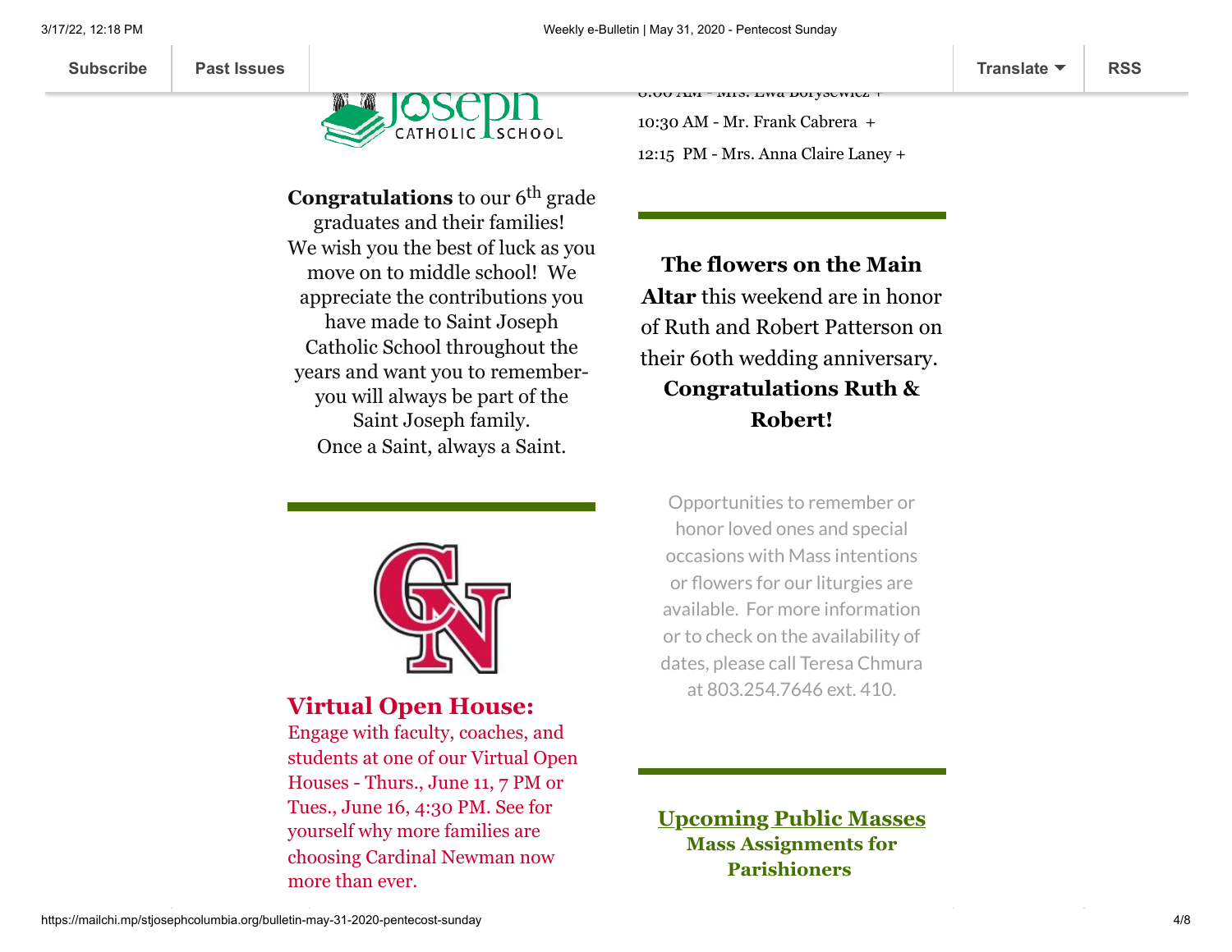**Congratulations** to our 6th grade graduates and their families! We wish you the best of luck as you move on to middle school! We appreciate the contributions you have made to Saint Joseph Catholic School throughout the years and want you to remember- you will always be part of the Saint Joseph family.
Once a Saint, always a Saint.

## Virtual Open House:

Engage with faculty, coaches, and students at one of our Virtual Open Houses - Thurs., June 11, 7 PM or Tues., June 16, 4:30 PM. See for yourself why more families are choosing Cardinal Newman now more than ever.

8:00 AM - Mrs. Ewa Borysewicz +

10:30 AM - Mr. Frank Cabrera +

12:15 PM - Mrs. Anna Claire Laney +

**The flowers on the Main Altar** this weekend are in honor of Ruth and Robert Patterson on their 60th wedding anniversary. **Congratulations Ruth & Robert!**

Opportunities to remember or honor loved ones and special occasions with Mass intentions or flowers for our liturgies are available. For more information or to check on the availability of dates, please call Teresa Chmura at 803.254.7646 ext. 410.

## Upcoming Public Masses

**Mass Assignments for Parishioners**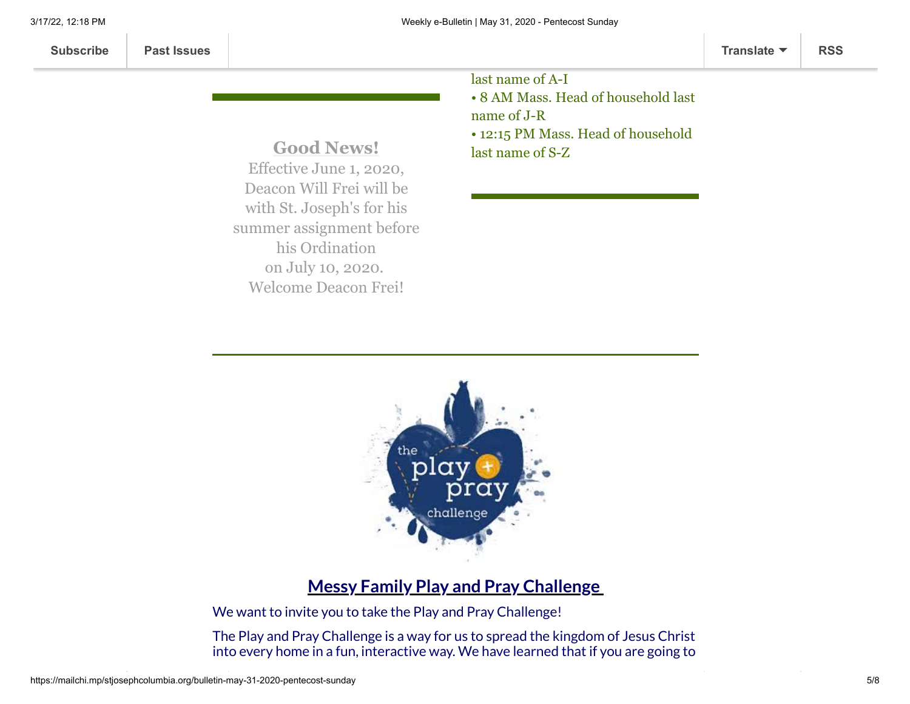last name of A-I
• 8 AM Mass. Head of household last name of J-R
• 12:15 PM Mass. Head of household last name of S-Z

**Good News!**
Effective June 1, 2020, Deacon Will Frei will be with St. Joseph's for his summer assignment before his Ordination on July 10, 2020. Welcome Deacon Frei!

## Messy Family Play and Pray Challenge

We want to invite you to take the Play and Pray Challenge!

The Play and Pray Challenge is a way for us to spread the kingdom of Jesus Christ into every home in a fun, interactive way. We have learned that if you are going to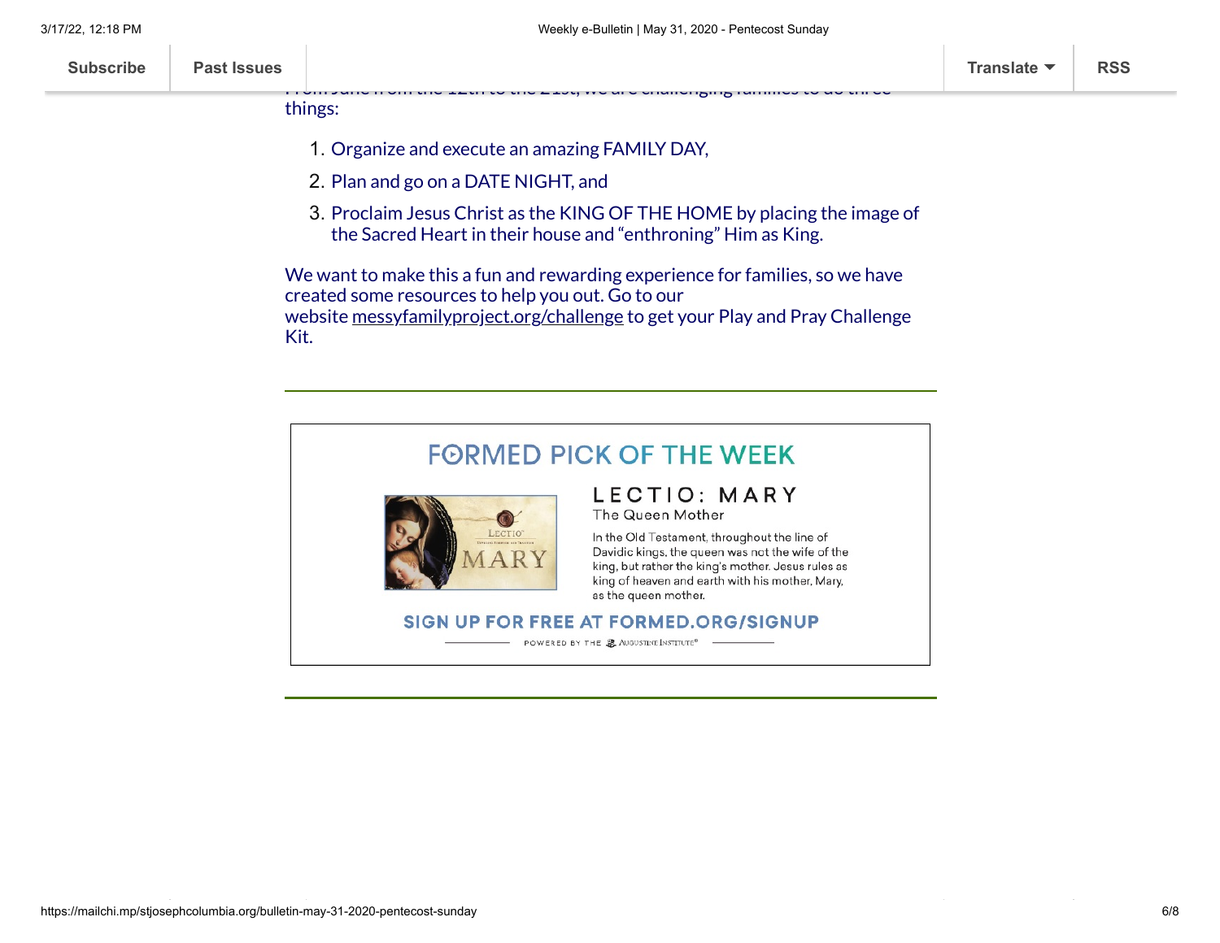things:

1. Organize and execute an amazing FAMILY DAY,
2. Plan and go on a DATE NIGHT, and
3. Proclaim Jesus Christ as the KING OF THE HOME by placing the image of the Sacred Heart in their house and "enthroning" Him as King.

We want to make this a fun and rewarding experience for families, so we have created some resources to help you out. Go to our website messyfamilyproject.org/challenge to get your Play and Pray Challenge Kit.

---

## FORMED PICK OF THE WEEK

### LECTIO: MARY

The Queen Mother

In the Old Testament, throughout the line of Davidic kings, the queen was not the wife of the king, but rather the king's mother. Jesus rules as king of heaven and earth with his mother, Mary, as the queen mother.

**SIGN UP FOR FREE AT FORMED.ORG/SIGNUP**

POWERED BY THE AUGUSTINE INSTITUTE®

---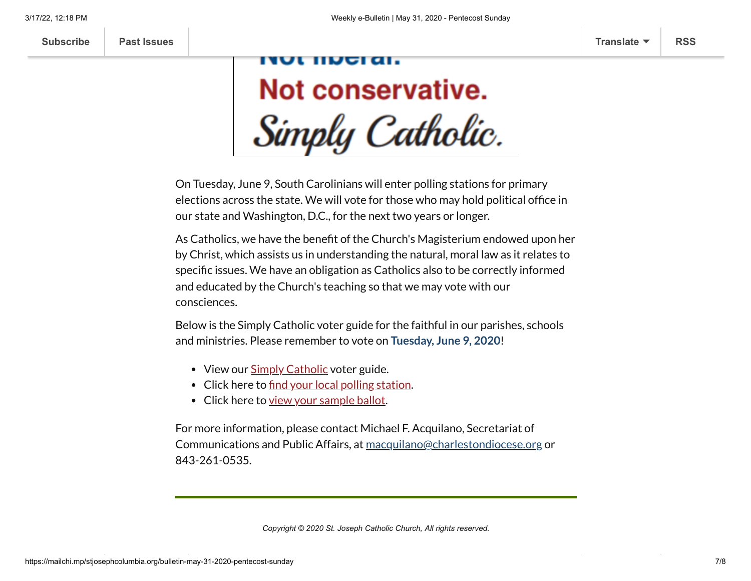Not liberal.

Not conservative.

*Simply Catholic.*

On Tuesday, June 9, South Carolinians will enter polling stations for primary elections across the state. We will vote for those who may hold political office in our state and Washington, D.C., for the next two years or longer.

As Catholics, we have the benefit of the Church's Magisterium endowed upon her by Christ, which assists us in understanding the natural, moral law as it relates to specific issues. We have an obligation as Catholics also to be correctly informed and educated by the Church's teaching so that we may vote with our consciences.

Below is the Simply Catholic voter guide for the faithful in our parishes, schools and ministries. Please remember to vote on **Tuesday, June 9, 2020**!

- View our Simply Catholic voter guide.
- Click here to find your local polling station.
- Click here to view your sample ballot.

For more information, please contact Michael F. Acquilano, Secretariat of Communications and Public Affairs, at macquilano@charlestondiocese.org or 843-261-0535.

---

*Copyright © 2020 St. Joseph Catholic Church, All rights reserved.*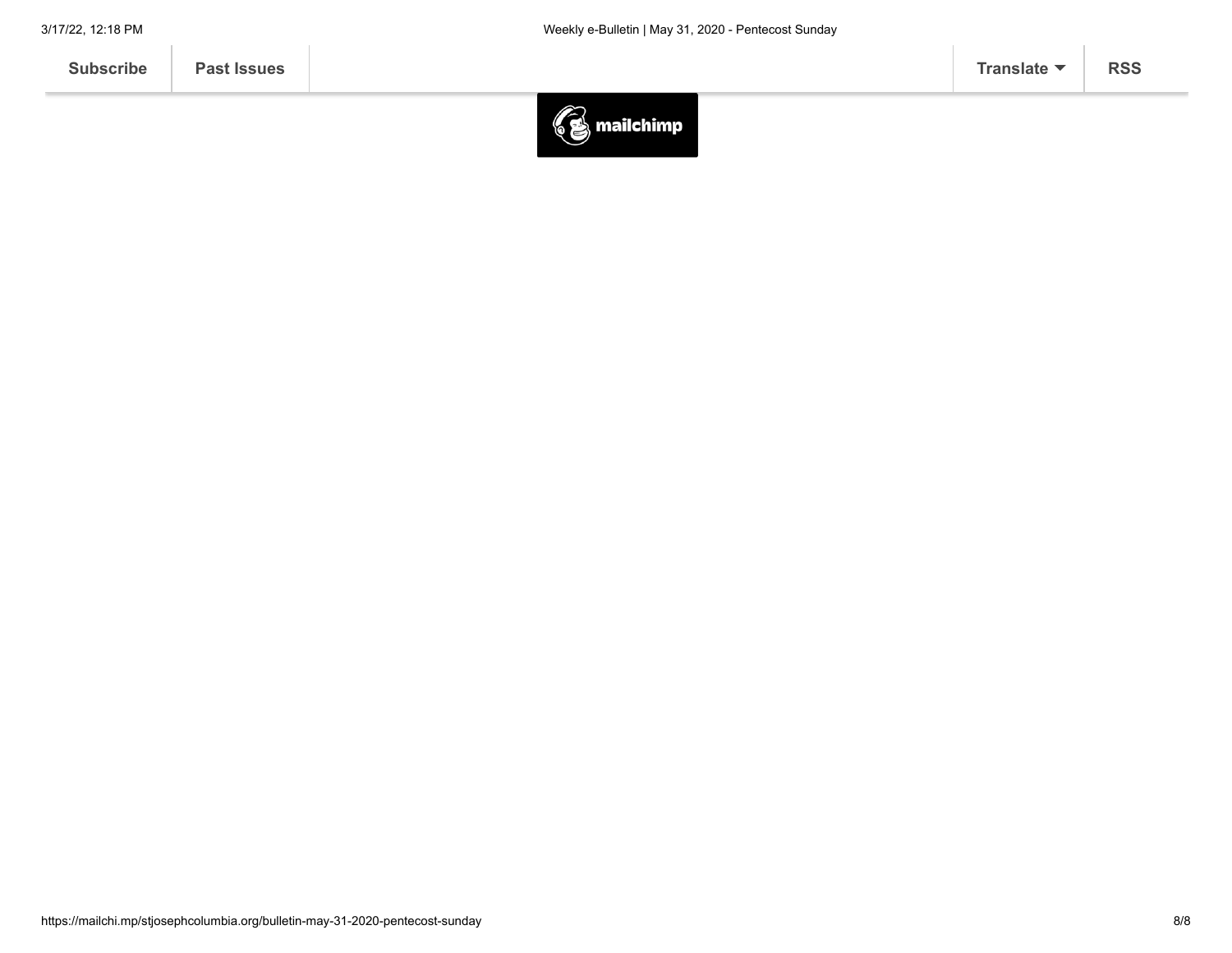Subscribe | Past Issues | Translate | RSS

mailchimp